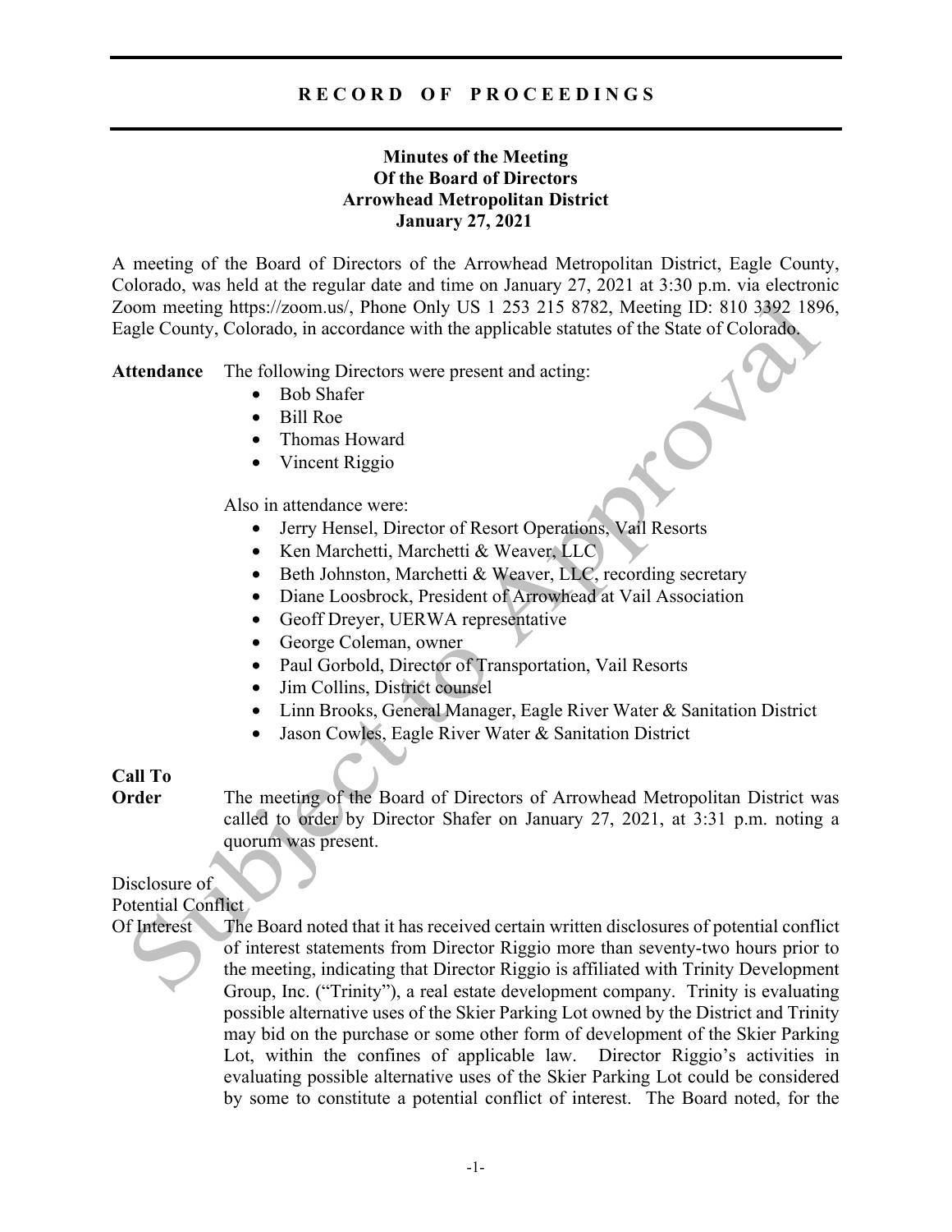# RECORD OF PROCEEDINGS

## Minutes of the Meeting
## Of the Board of Directors
## Arrowhead Metropolitan District
## January 27, 2021

A meeting of the Board of Directors of the Arrowhead Metropolitan District, Eagle County, Colorado, was held at the regular date and time on January 27, 2021 at 3:30 p.m. via electronic Zoom meeting https://zoom.us/, Phone Only US 1 253 215 8782, Meeting ID: 810 3392 1896, Eagle County, Colorado, in accordance with the applicable statutes of the State of Colorado.

**Attendance** The following Directors were present and acting:

- Bob Shafer
- Bill Roe
- Thomas Howard
- Vincent Riggio

Also in attendance were:

- Jerry Hensel, Director of Resort Operations, Vail Resorts
- Ken Marchetti, Marchetti & Weaver, LLC
- Beth Johnston, Marchetti & Weaver, LLC, recording secretary
- Diane Loosbrock, President of Arrowhead at Vail Association
- Geoff Dreyer, UERWA representative
- George Coleman, owner
- Paul Gorbold, Director of Transportation, Vail Resorts
- Jim Collins, District counsel
- Linn Brooks, General Manager, Eagle River Water & Sanitation District
- Jason Cowles, Eagle River Water & Sanitation District

**Call To Order** The meeting of the Board of Directors of Arrowhead Metropolitan District was called to order by Director Shafer on January 27, 2021, at 3:31 p.m. noting a quorum was present.

Disclosure of Potential Conflict Of Interest The Board noted that it has received certain written disclosures of potential conflict of interest statements from Director Riggio more than seventy-two hours prior to the meeting, indicating that Director Riggio is affiliated with Trinity Development Group, Inc. ("Trinity"), a real estate development company. Trinity is evaluating possible alternative uses of the Skier Parking Lot owned by the District and Trinity may bid on the purchase or some other form of development of the Skier Parking Lot, within the confines of applicable law. Director Riggio's activities in evaluating possible alternative uses of the Skier Parking Lot could be considered by some to constitute a potential conflict of interest. The Board noted, for the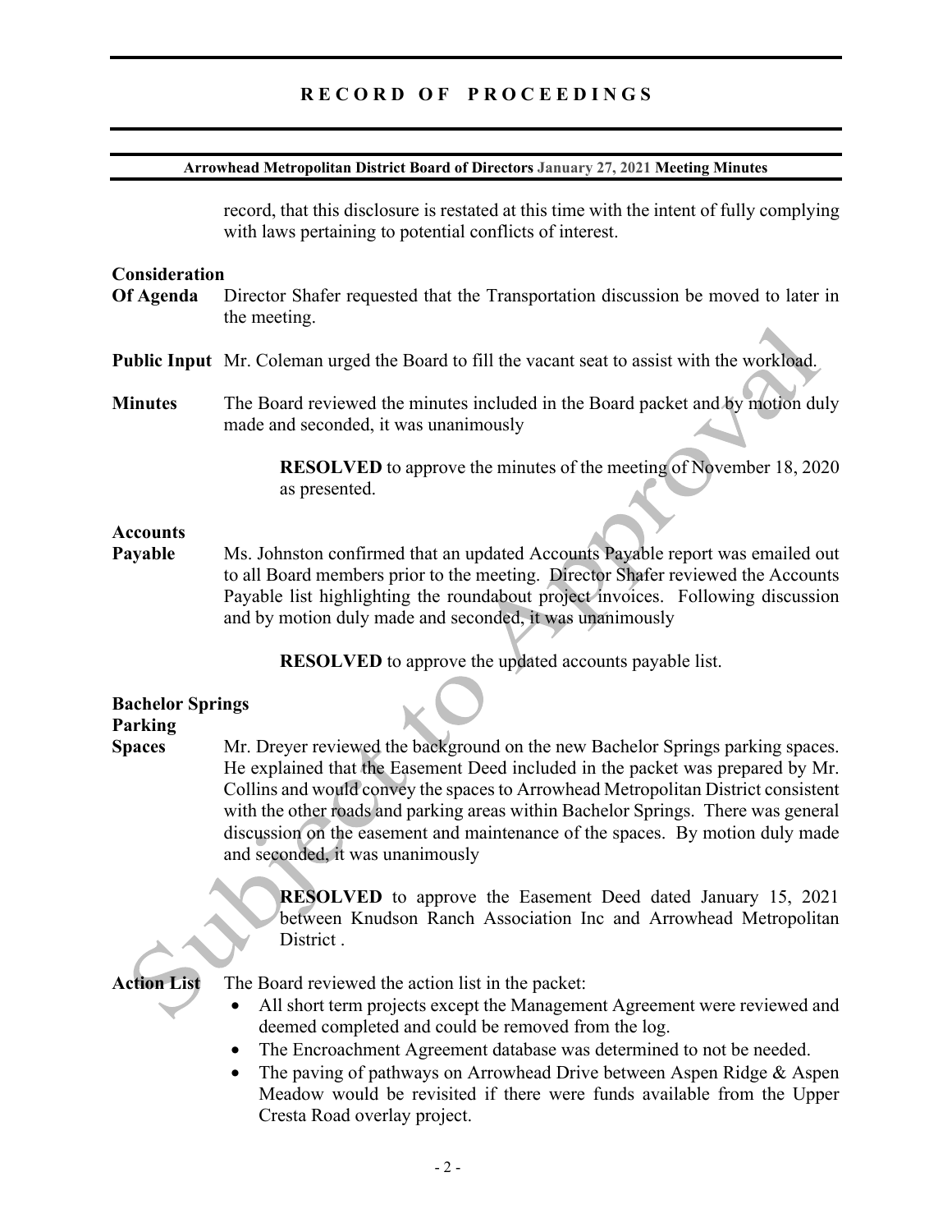record, that this disclosure is restated at this time with the intent of fully complying with laws pertaining to potential conflicts of interest.

**Consideration Of Agenda** Director Shafer requested that the Transportation discussion be moved to later in the meeting.

**Public Input** Mr. Coleman urged the Board to fill the vacant seat to assist with the workload.

**Minutes** The Board reviewed the minutes included in the Board packet and by motion duly made and seconded, it was unanimously

> **RESOLVED** to approve the minutes of the meeting of November 18, 2020 as presented.

**Accounts Payable** Ms. Johnston confirmed that an updated Accounts Payable report was emailed out to all Board members prior to the meeting. Director Shafer reviewed the Accounts Payable list highlighting the roundabout project invoices. Following discussion and by motion duly made and seconded, it was unanimously

> **RESOLVED** to approve the updated accounts payable list.

**Bachelor Springs Parking Spaces** Mr. Dreyer reviewed the background on the new Bachelor Springs parking spaces. He explained that the Easement Deed included in the packet was prepared by Mr. Collins and would convey the spaces to Arrowhead Metropolitan District consistent with the other roads and parking areas within Bachelor Springs. There was general discussion on the easement and maintenance of the spaces. By motion duly made and seconded, it was unanimously

> **RESOLVED** to approve the Easement Deed dated January 15, 2021 between Knudson Ranch Association Inc and Arrowhead Metropolitan District .

**Action List** The Board reviewed the action list in the packet:

- All short term projects except the Management Agreement were reviewed and deemed completed and could be removed from the log.
- The Encroachment Agreement database was determined to not be needed.
- The paving of pathways on Arrowhead Drive between Aspen Ridge & Aspen Meadow would be revisited if there were funds available from the Upper Cresta Road overlay project.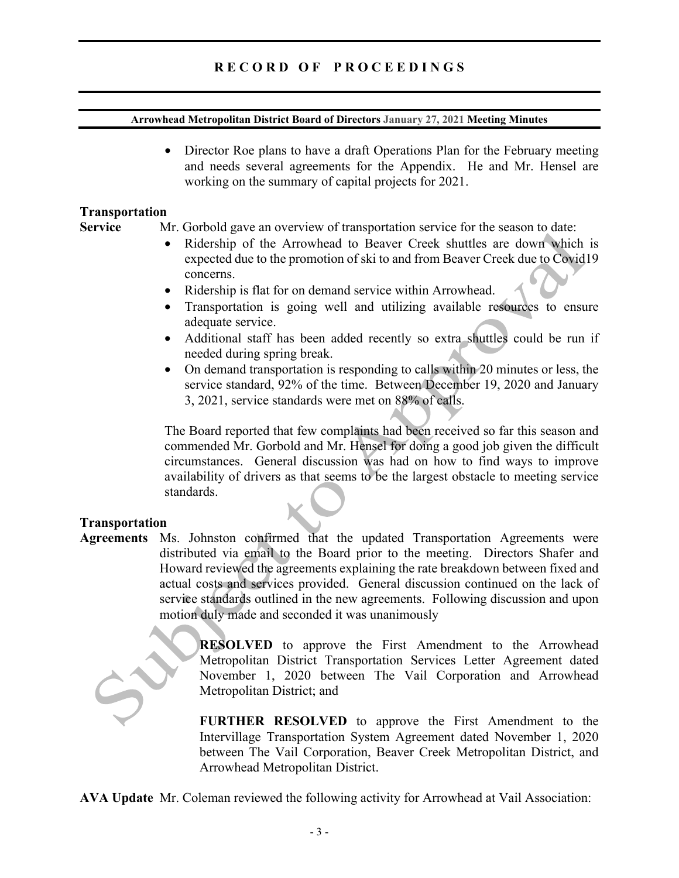- Director Roe plans to have a draft Operations Plan for the February meeting and needs several agreements for the Appendix. He and Mr. Hensel are working on the summary of capital projects for 2021.

**Transportation Service**

Mr. Gorbold gave an overview of transportation service for the season to date:

- Ridership of the Arrowhead to Beaver Creek shuttles are down which is expected due to the promotion of ski to and from Beaver Creek due to Covid19 concerns.
- Ridership is flat for on demand service within Arrowhead.
- Transportation is going well and utilizing available resources to ensure adequate service.
- Additional staff has been added recently so extra shuttles could be run if needed during spring break.
- On demand transportation is responding to calls within 20 minutes or less, the service standard, 92% of the time. Between December 19, 2020 and January 3, 2021, service standards were met on 88% of calls.

The Board reported that few complaints had been received so far this season and commended Mr. Gorbold and Mr. Hensel for doing a good job given the difficult circumstances. General discussion was had on how to find ways to improve availability of drivers as that seems to be the largest obstacle to meeting service standards.

**Transportation Agreements**

Ms. Johnston confirmed that the updated Transportation Agreements were distributed via email to the Board prior to the meeting. Directors Shafer and Howard reviewed the agreements explaining the rate breakdown between fixed and actual costs and services provided. General discussion continued on the lack of service standards outlined in the new agreements. Following discussion and upon motion duly made and seconded it was unanimously

> **RESOLVED** to approve the First Amendment to the Arrowhead Metropolitan District Transportation Services Letter Agreement dated November 1, 2020 between The Vail Corporation and Arrowhead Metropolitan District; and
>
> **FURTHER RESOLVED** to approve the First Amendment to the Intervillage Transportation System Agreement dated November 1, 2020 between The Vail Corporation, Beaver Creek Metropolitan District, and Arrowhead Metropolitan District.

**AVA Update** Mr. Coleman reviewed the following activity for Arrowhead at Vail Association: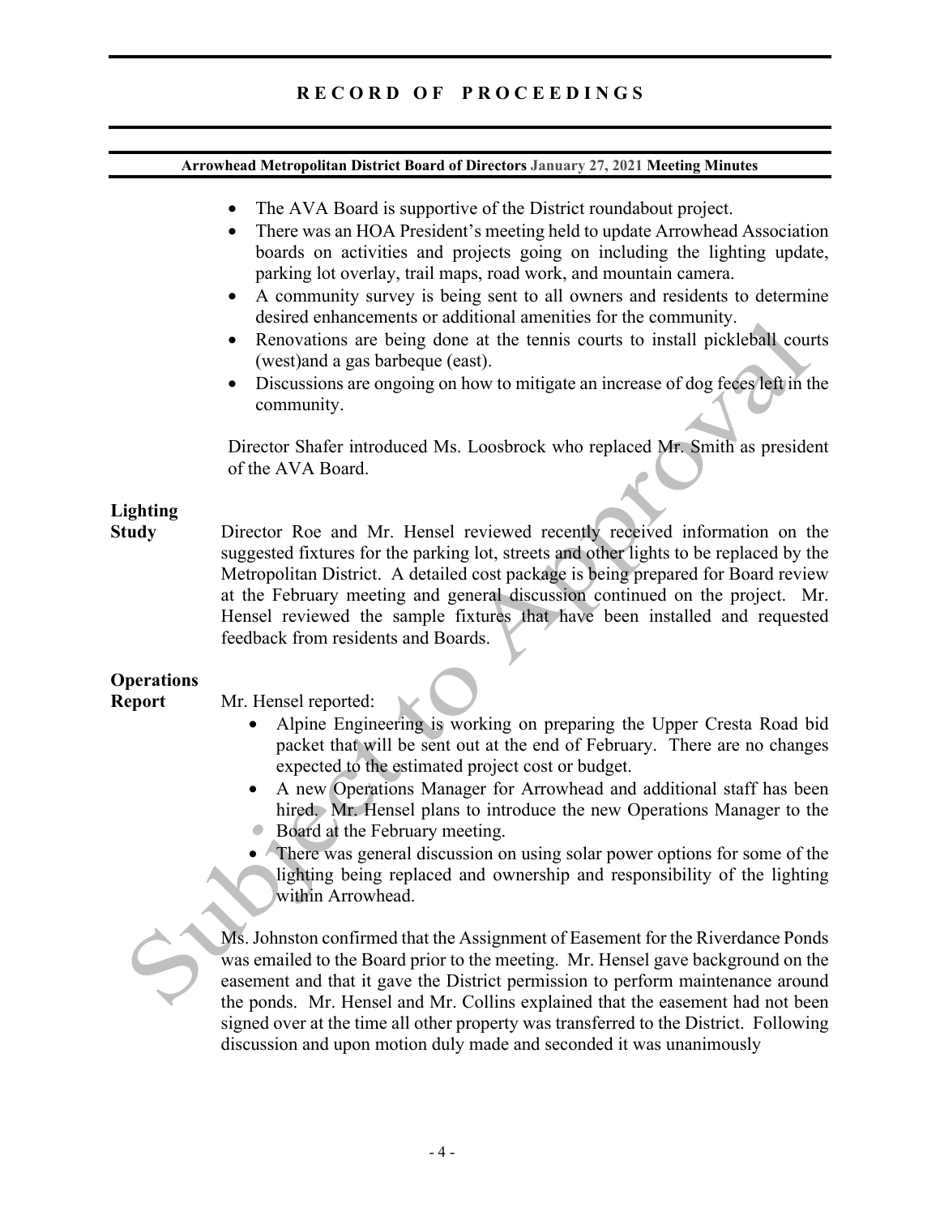- The AVA Board is supportive of the District roundabout project.
- There was an HOA President's meeting held to update Arrowhead Association boards on activities and projects going on including the lighting update, parking lot overlay, trail maps, road work, and mountain camera.
- A community survey is being sent to all owners and residents to determine desired enhancements or additional amenities for the community.
- Renovations are being done at the tennis courts to install pickleball courts (west)and a gas barbeque (east).
- Discussions are ongoing on how to mitigate an increase of dog feces left in the community.

Director Shafer introduced Ms. Loosbrock who replaced Mr. Smith as president of the AVA Board.

**Lighting Study**

Director Roe and Mr. Hensel reviewed recently received information on the suggested fixtures for the parking lot, streets and other lights to be replaced by the Metropolitan District. A detailed cost package is being prepared for Board review at the February meeting and general discussion continued on the project. Mr. Hensel reviewed the sample fixtures that have been installed and requested feedback from residents and Boards.

**Operations Report**

Mr. Hensel reported:

- Alpine Engineering is working on preparing the Upper Cresta Road bid packet that will be sent out at the end of February. There are no changes expected to the estimated project cost or budget.
- A new Operations Manager for Arrowhead and additional staff has been hired. Mr. Hensel plans to introduce the new Operations Manager to the Board at the February meeting.
- There was general discussion on using solar power options for some of the lighting being replaced and ownership and responsibility of the lighting within Arrowhead.

Ms. Johnston confirmed that the Assignment of Easement for the Riverdance Ponds was emailed to the Board prior to the meeting. Mr. Hensel gave background on the easement and that it gave the District permission to perform maintenance around the ponds. Mr. Hensel and Mr. Collins explained that the easement had not been signed over at the time all other property was transferred to the District. Following discussion and upon motion duly made and seconded it was unanimously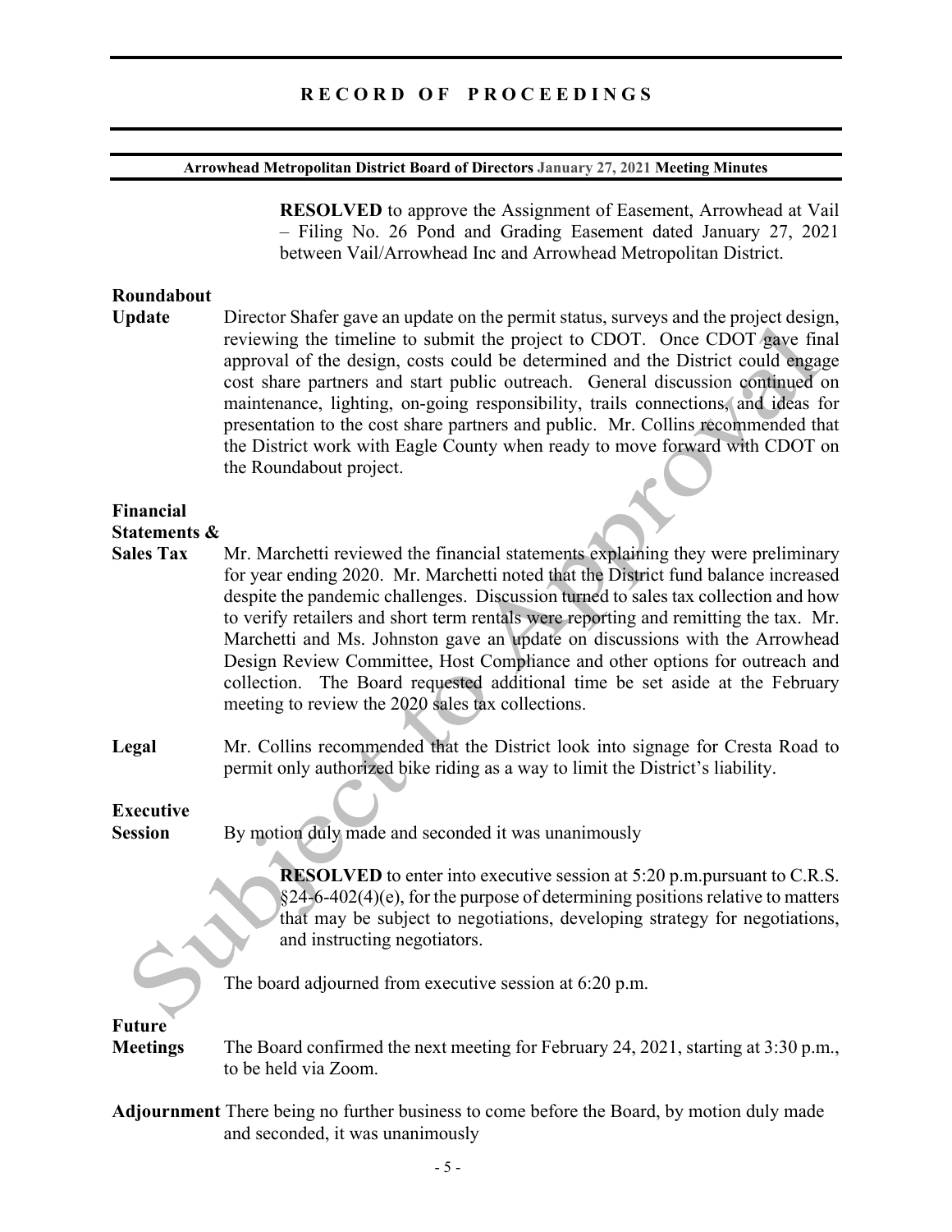**RESOLVED** to approve the Assignment of Easement, Arrowhead at Vail – Filing No. 26 Pond and Grading Easement dated January 27, 2021 between Vail/Arrowhead Inc and Arrowhead Metropolitan District.

**Roundabout Update**

Director Shafer gave an update on the permit status, surveys and the project design, reviewing the timeline to submit the project to CDOT. Once CDOT gave final approval of the design, costs could be determined and the District could engage cost share partners and start public outreach. General discussion continued on maintenance, lighting, on-going responsibility, trails connections, and ideas for presentation to the cost share partners and public. Mr. Collins recommended that the District work with Eagle County when ready to move forward with CDOT on the Roundabout project.

**Financial Statements & Sales Tax**

Mr. Marchetti reviewed the financial statements explaining they were preliminary for year ending 2020. Mr. Marchetti noted that the District fund balance increased despite the pandemic challenges. Discussion turned to sales tax collection and how to verify retailers and short term rentals were reporting and remitting the tax. Mr. Marchetti and Ms. Johnston gave an update on discussions with the Arrowhead Design Review Committee, Host Compliance and other options for outreach and collection. The Board requested additional time be set aside at the February meeting to review the 2020 sales tax collections.

**Legal**

Mr. Collins recommended that the District look into signage for Cresta Road to permit only authorized bike riding as a way to limit the District's liability.

**Executive Session**

By motion duly made and seconded it was unanimously

**RESOLVED** to enter into executive session at 5:20 p.m.pursuant to C.R.S. §24-6-402(4)(e), for the purpose of determining positions relative to matters that may be subject to negotiations, developing strategy for negotiations, and instructing negotiators.

The board adjourned from executive session at 6:20 p.m.

**Future Meetings**

The Board confirmed the next meeting for February 24, 2021, starting at 3:30 p.m., to be held via Zoom.

**Adjournment** There being no further business to come before the Board, by motion duly made and seconded, it was unanimously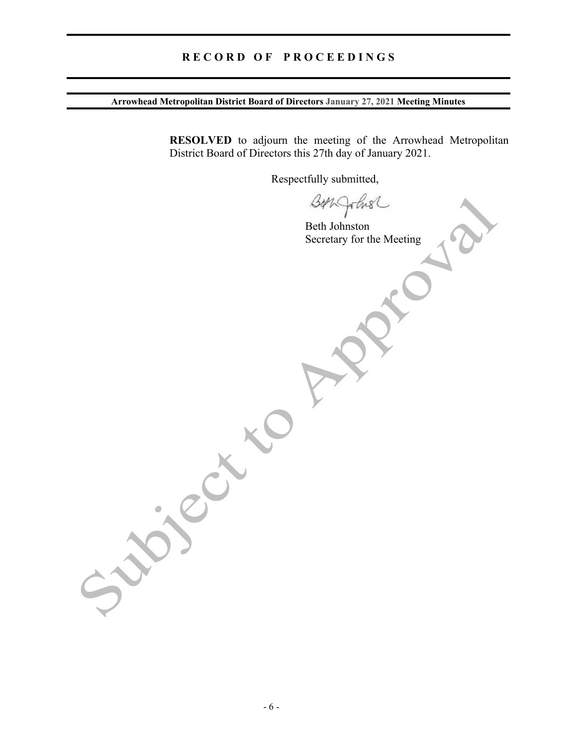**RESOLVED** to adjourn the meeting of the Arrowhead Metropolitan District Board of Directors this 27th day of January 2021.

Respectfully submitted,

Beth Johnston
Secretary for the Meeting

Subject to Approval